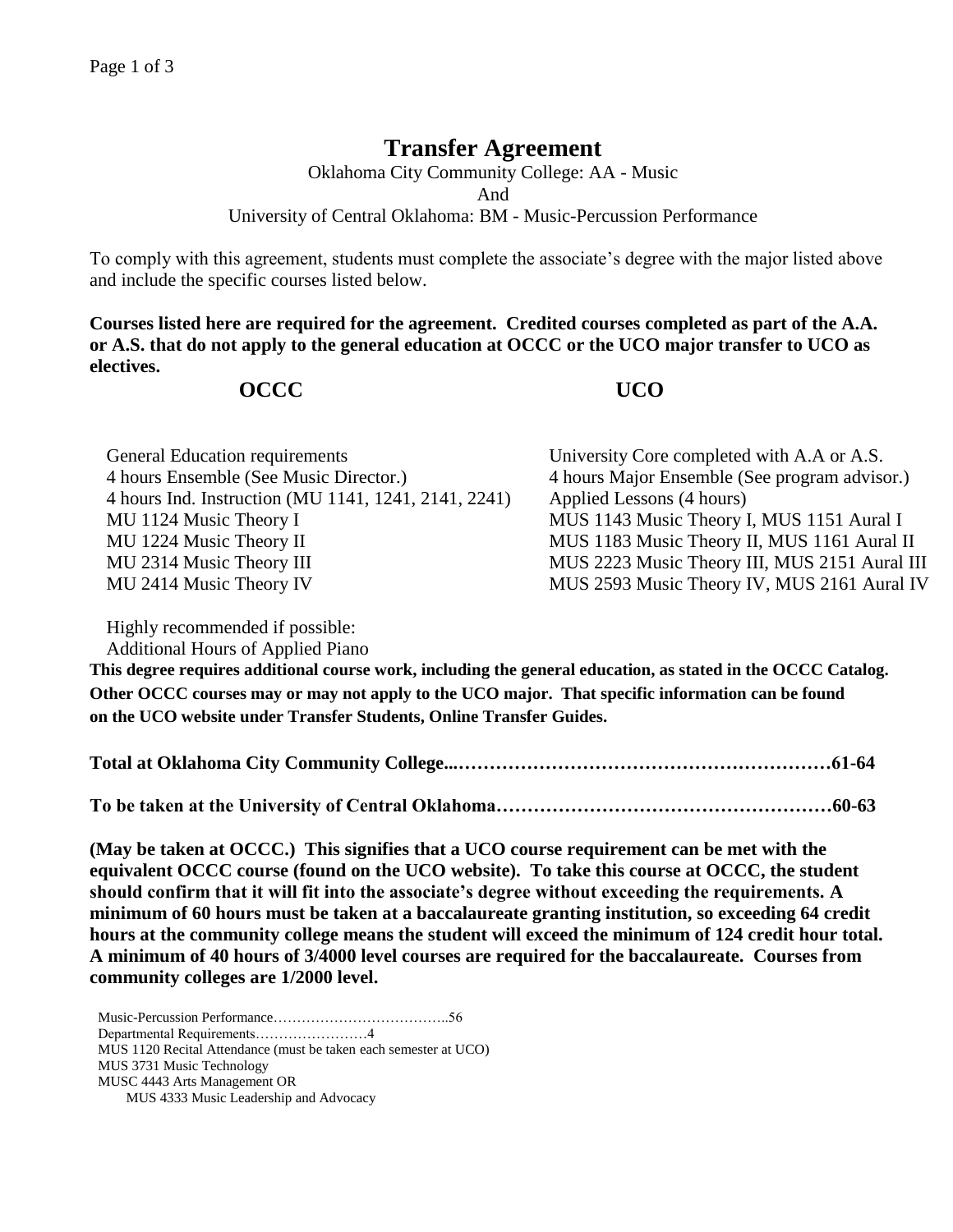# Transfer Agreement

Oklahoma City Community College: AA - Music
And
University of Central Oklahoma: BM - Music-Percussion Performance

To comply with this agreement, students must complete the associate's degree with the major listed above and include the specific courses listed below.

**Courses listed here are required for the agreement. Credited courses completed as part of the A.A. or A.S. that do not apply to the general education at OCCC or the UCO major transfer to UCO as electives.**

| OCCC | UCO |
|---|---|
| General Education requirements | University Core completed with A.A or A.S. |
| 4 hours Ensemble (See Music Director.) | 4 hours Major Ensemble (See program advisor.) |
| 4 hours Ind. Instruction (MU 1141, 1241, 2141, 2241) | Applied Lessons (4 hours) |
| MU 1124 Music Theory I | MUS 1143 Music Theory I, MUS 1151 Aural I |
| MU 1224 Music Theory II | MUS 1183 Music Theory II, MUS 1161 Aural II |
| MU 2314 Music Theory III | MUS 2223 Music Theory III, MUS 2151 Aural III |
| MU 2414 Music Theory IV | MUS 2593 Music Theory IV, MUS 2161 Aural IV |

Highly recommended if possible:
Additional Hours of Applied Piano

**This degree requires additional course work, including the general education, as stated in the OCCC Catalog. Other OCCC courses may or may not apply to the UCO major. That specific information can be found on the UCO website under Transfer Students, Online Transfer Guides.**

**Total at Oklahoma City Community College...……………………………………………………61-64**

**To be taken at the University of Central Oklahoma………………………………………………60-63**

**(May be taken at OCCC.) This signifies that a UCO course requirement can be met with the equivalent OCCC course (found on the UCO website). To take this course at OCCC, the student should confirm that it will fit into the associate's degree without exceeding the requirements. A minimum of 60 hours must be taken at a baccalaureate granting institution, so exceeding 64 credit hours at the community college means the student will exceed the minimum of 124 credit hour total. A minimum of 40 hours of 3/4000 level courses are required for the baccalaureate. Courses from community colleges are 1/2000 level.**

Music-Percussion Performance………………………………..56
Departmental Requirements……………………4
MUS 1120 Recital Attendance (must be taken each semester at UCO)
MUS 3731 Music Technology
MUSC 4443 Arts Management OR
MUS 4333 Music Leadership and Advocacy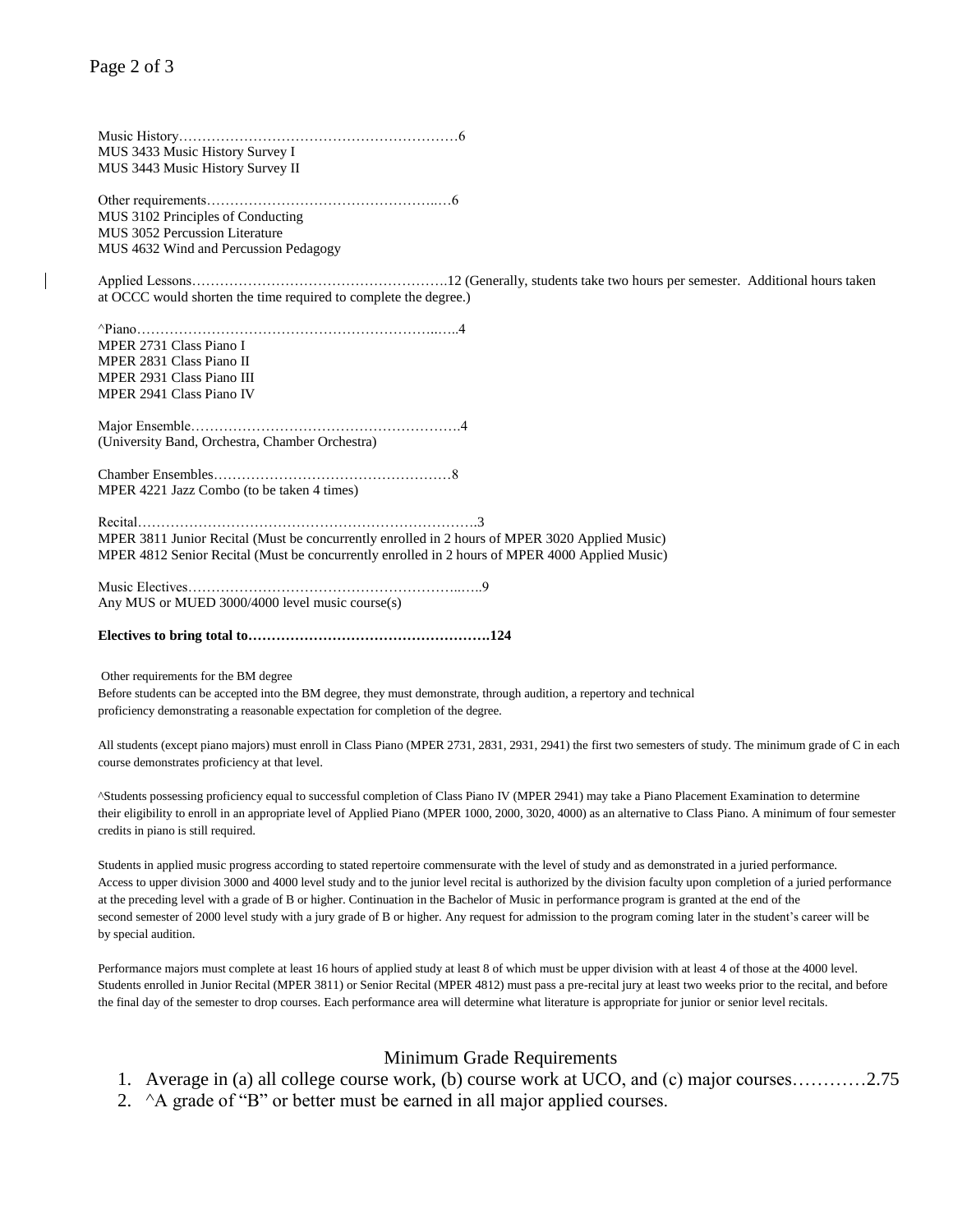Music History……………………………………………………6
MUS 3433 Music History Survey I
MUS 3443 Music History Survey II

Other requirements………………………………………….…6
MUS 3102 Principles of Conducting
MUS 3052 Percussion Literature
MUS 4632 Wind and Percussion Pedagogy

Applied Lessons……………………………………………….12 (Generally, students take two hours per semester. Additional hours taken at OCCC would shorten the time required to complete the degree.)

^Piano………………………………………………………..….4
MPER 2731 Class Piano I
MPER 2831 Class Piano II
MPER 2931 Class Piano III
MPER 2941 Class Piano IV

Major Ensemble………………………………………………….4
(University Band, Orchestra, Chamber Orchestra)

Chamber Ensembles……………………………………………8
MPER 4221 Jazz Combo (to be taken 4 times)

Recital……………………………………………………………….3
MPER 3811 Junior Recital (Must be concurrently enrolled in 2 hours of MPER 3020 Applied Music)
MPER 4812 Senior Recital (Must be concurrently enrolled in 2 hours of MPER 4000 Applied Music)

Music Electives……………………………………………...…..9
Any MUS or MUED 3000/4000 level music course(s)

**Electives to bring total to…………………………………………….124**

Other requirements for the BM degree
Before students can be accepted into the BM degree, they must demonstrate, through audition, a repertory and technical proficiency demonstrating a reasonable expectation for completion of the degree.

All students (except piano majors) must enroll in Class Piano (MPER 2731, 2831, 2931, 2941) the first two semesters of study. The minimum grade of C in each course demonstrates proficiency at that level.

^Students possessing proficiency equal to successful completion of Class Piano IV (MPER 2941) may take a Piano Placement Examination to determine their eligibility to enroll in an appropriate level of Applied Piano (MPER 1000, 2000, 3020, 4000) as an alternative to Class Piano. A minimum of four semester credits in piano is still required.

Students in applied music progress according to stated repertoire commensurate with the level of study and as demonstrated in a juried performance. Access to upper division 3000 and 4000 level study and to the junior level recital is authorized by the division faculty upon completion of a juried performance at the preceding level with a grade of B or higher. Continuation in the Bachelor of Music in performance program is granted at the end of the second semester of 2000 level study with a jury grade of B or higher. Any request for admission to the program coming later in the student's career will be by special audition.

Performance majors must complete at least 16 hours of applied study at least 8 of which must be upper division with at least 4 of those at the 4000 level. Students enrolled in Junior Recital (MPER 3811) or Senior Recital (MPER 4812) must pass a pre-recital jury at least two weeks prior to the recital, and before the final day of the semester to drop courses. Each performance area will determine what literature is appropriate for junior or senior level recitals.

## Minimum Grade Requirements

1. Average in (a) all college course work, (b) course work at UCO, and (c) major courses…………2.75
2. ^A grade of "B" or better must be earned in all major applied courses.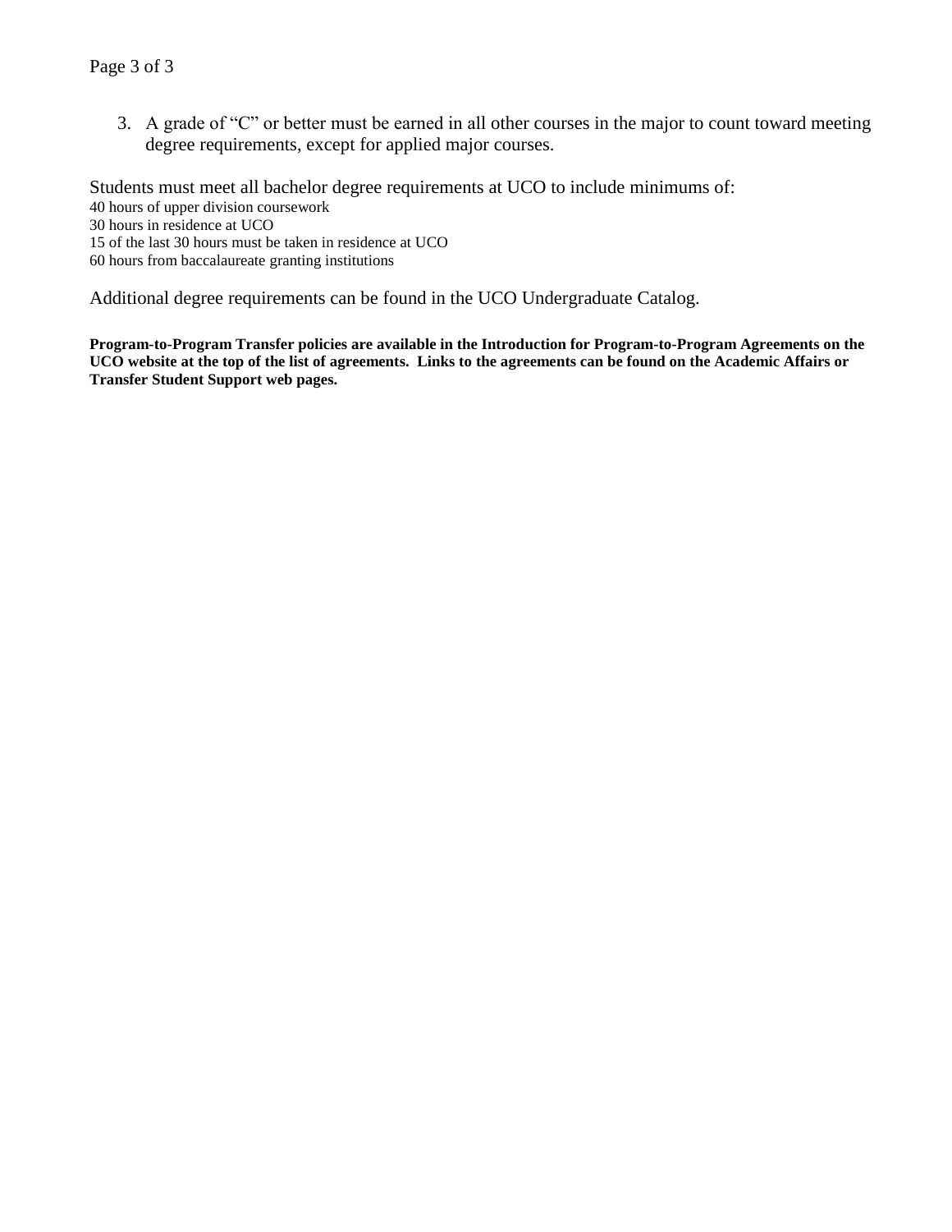3. A grade of "C" or better must be earned in all other courses in the major to count toward meeting degree requirements, except for applied major courses.

Students must meet all bachelor degree requirements at UCO to include minimums of:
40 hours of upper division coursework
30 hours in residence at UCO
15 of the last 30 hours must be taken in residence at UCO
60 hours from baccalaureate granting institutions

Additional degree requirements can be found in the UCO Undergraduate Catalog.

**Program-to-Program Transfer policies are available in the Introduction for Program-to-Program Agreements on the UCO website at the top of the list of agreements. Links to the agreements can be found on the Academic Affairs or Transfer Student Support web pages.**